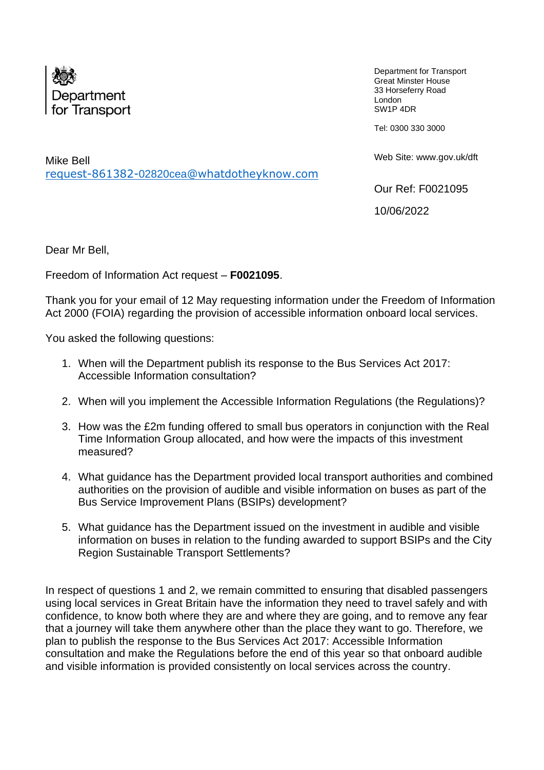Department for Transport

Department for Transport
Great Minster House
33 Horseferry Road
London
SW1P 4DR

Tel: 0300 330 3000

Web Site: www.gov.uk/dft

Mike Bell
request-861382-02820cea@whatdotheyknow.com

Our Ref: F0021095

10/06/2022

Dear Mr Bell,

Freedom of Information Act request – **F0021095**.

Thank you for your email of 12 May requesting information under the Freedom of Information Act 2000 (FOIA) regarding the provision of accessible information onboard local services.

You asked the following questions:

1. When will the Department publish its response to the Bus Services Act 2017: Accessible Information consultation?
2. When will you implement the Accessible Information Regulations (the Regulations)?
3. How was the £2m funding offered to small bus operators in conjunction with the Real Time Information Group allocated, and how were the impacts of this investment measured?
4. What guidance has the Department provided local transport authorities and combined authorities on the provision of audible and visible information on buses as part of the Bus Service Improvement Plans (BSIPs) development?
5. What guidance has the Department issued on the investment in audible and visible information on buses in relation to the funding awarded to support BSIPs and the City Region Sustainable Transport Settlements?

In respect of questions 1 and 2, we remain committed to ensuring that disabled passengers using local services in Great Britain have the information they need to travel safely and with confidence, to know both where they are and where they are going, and to remove any fear that a journey will take them anywhere other than the place they want to go. Therefore, we plan to publish the response to the Bus Services Act 2017: Accessible Information consultation and make the Regulations before the end of this year so that onboard audible and visible information is provided consistently on local services across the country.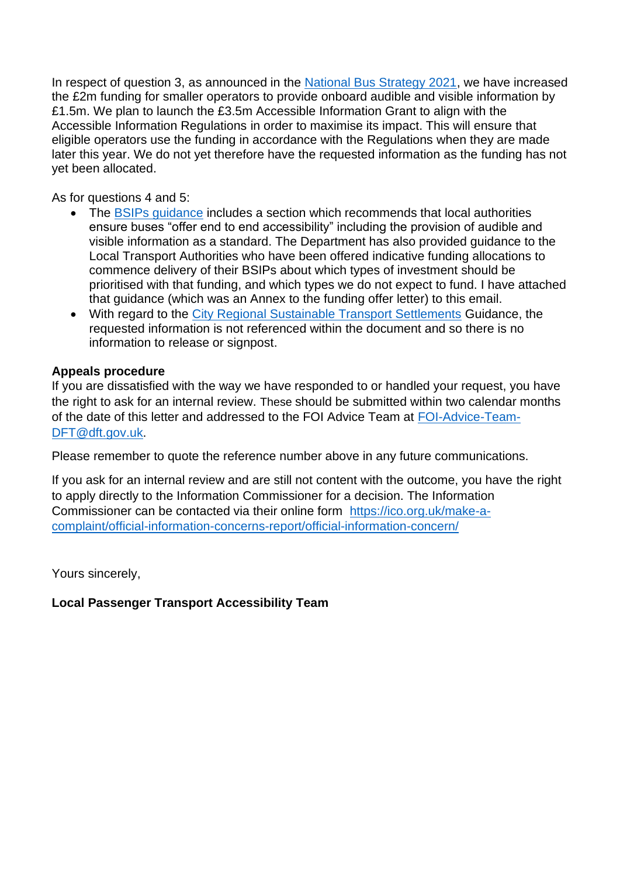In respect of question 3, as announced in the [National Bus Strategy 2021](), we have increased the £2m funding for smaller operators to provide onboard audible and visible information by £1.5m. We plan to launch the £3.5m Accessible Information Grant to align with the Accessible Information Regulations in order to maximise its impact. This will ensure that eligible operators use the funding in accordance with the Regulations when they are made later this year. We do not yet therefore have the requested information as the funding has not yet been allocated.

As for questions 4 and 5:

- The [BSIPs guidance]() includes a section which recommends that local authorities ensure buses "offer end to end accessibility" including the provision of audible and visible information as a standard. The Department has also provided guidance to the Local Transport Authorities who have been offered indicative funding allocations to commence delivery of their BSIPs about which types of investment should be prioritised with that funding, and which types we do not expect to fund. I have attached that guidance (which was an Annex to the funding offer letter) to this email.
- With regard to the [City Regional Sustainable Transport Settlements]() Guidance, the requested information is not referenced within the document and so there is no information to release or signpost.

**Appeals procedure**

If you are dissatisfied with the way we have responded to or handled your request, you have the right to ask for an internal review. These should be submitted within two calendar months of the date of this letter and addressed to the FOI Advice Team at FOI-Advice-Team-DFT@dft.gov.uk.

Please remember to quote the reference number above in any future communications.

If you ask for an internal review and are still not content with the outcome, you have the right to apply directly to the Information Commissioner for a decision. The Information Commissioner can be contacted via their online form https://ico.org.uk/make-a-complaint/official-information-concerns-report/official-information-concern/

Yours sincerely,

**Local Passenger Transport Accessibility Team**